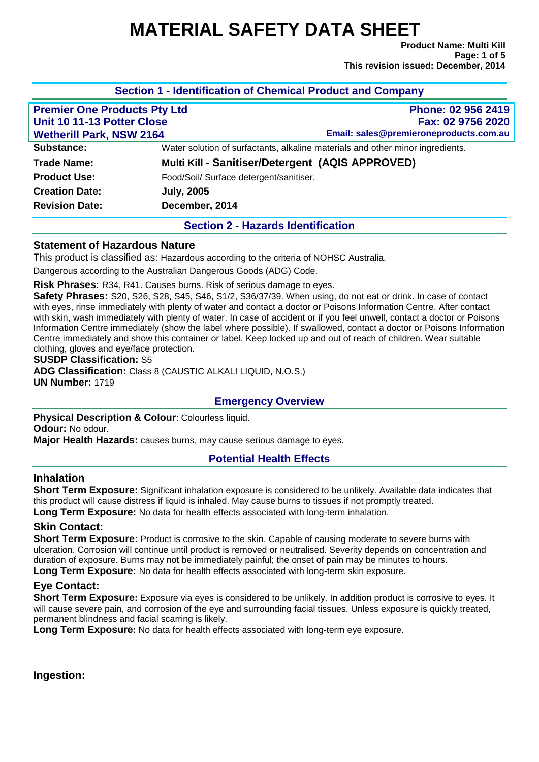# MATERIAL SAFETY DATA SHEET

**Product Name: Multi Kill**
**This revision issued: December, 2014**

## Section 1 - Identification of Chemical Product and Company

**Premier One Products Pty Ltd**
**Unit 10 11-13 Potter Close**
**Wetherill Park, NSW 2164**

**Phone: 02 956 2419**
**Fax: 02 9756 2020**
**Email: sales@premieroneproducts.com.au**

| | |
|---|---|
| **Substance:** | Water solution of surfactants, alkaline materials and other minor ingredients. |
| **Trade Name:** | **Multi Kill - Sanitiser/Detergent (AQIS APPROVED)** |
| **Product Use:** | Food/Soil/ Surface detergent/sanitiser. |
| **Creation Date:** | **July, 2005** |
| **Revision Date:** | **December, 2014** |

## Section 2 - Hazards Identification

### Statement of Hazardous Nature

This product is classified as: Hazardous according to the criteria of NOHSC Australia.

Dangerous according to the Australian Dangerous Goods (ADG) Code.

**Risk Phrases:** R34, R41. Causes burns. Risk of serious damage to eyes.

**Safety Phrases:** S20, S26, S28, S45, S46, S1/2, S36/37/39. When using, do not eat or drink. In case of contact with eyes, rinse immediately with plenty of water and contact a doctor or Poisons Information Centre. After contact with skin, wash immediately with plenty of water. In case of accident or if you feel unwell, contact a doctor or Poisons Information Centre immediately (show the label where possible). If swallowed, contact a doctor or Poisons Information Centre immediately and show this container or label. Keep locked up and out of reach of children. Wear suitable clothing, gloves and eye/face protection.

**SUSDP Classification:** S5

**ADG Classification:** Class 8 (CAUSTIC ALKALI LIQUID, N.O.S.)

**UN Number:** 1719

### Emergency Overview

**Physical Description & Colour**: Colourless liquid.

**Odour:** No odour.

**Major Health Hazards:** causes burns, may cause serious damage to eyes.

### Potential Health Effects

#### Inhalation

**Short Term Exposure:** Significant inhalation exposure is considered to be unlikely. Available data indicates that this product will cause distress if liquid is inhaled. May cause burns to tissues if not promptly treated.

**Long Term Exposure:** No data for health effects associated with long-term inhalation.

#### Skin Contact:

**Short Term Exposure:** Product is corrosive to the skin. Capable of causing moderate to severe burns with ulceration. Corrosion will continue until product is removed or neutralised. Severity depends on concentration and duration of exposure. Burns may not be immediately painful; the onset of pain may be minutes to hours.

**Long Term Exposure:** No data for health effects associated with long-term skin exposure.

#### Eye Contact:

**Short Term Exposure:** Exposure via eyes is considered to be unlikely. In addition product is corrosive to eyes. It will cause severe pain, and corrosion of the eye and surrounding facial tissues. Unless exposure is quickly treated, permanent blindness and facial scarring is likely.

**Long Term Exposure:** No data for health effects associated with long-term eye exposure.

#### Ingestion: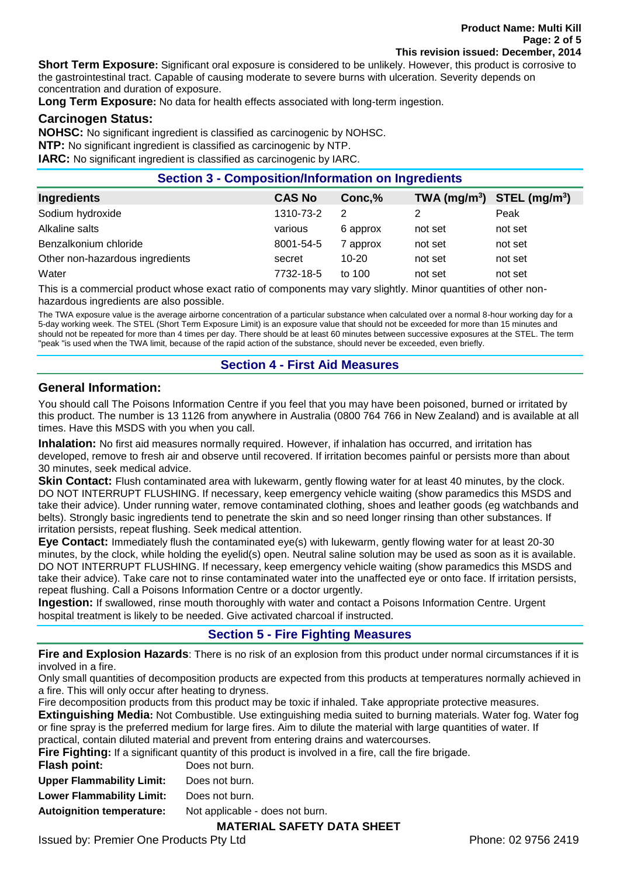**Short Term Exposure:** Significant oral exposure is considered to be unlikely. However, this product is corrosive to the gastrointestinal tract. Capable of causing moderate to severe burns with ulceration. Severity depends on concentration and duration of exposure.

**Long Term Exposure:** No data for health effects associated with long-term ingestion.

### Carcinogen Status:

**NOHSC:** No significant ingredient is classified as carcinogenic by NOHSC.

**NTP:** No significant ingredient is classified as carcinogenic by NTP.

**IARC:** No significant ingredient is classified as carcinogenic by IARC.

## Section 3 - Composition/Information on Ingredients

| Ingredients | CAS No | Conc,% | TWA (mg/m$^3$) | STEL (mg/m$^3$) |
|---|---|---|---|---|
| Sodium hydroxide | 1310-73-2 | 2 | 2 | Peak |
| Alkaline salts | various | 6 approx | not set | not set |
| Benzalkonium chloride | 8001-54-5 | 7 approx | not set | not set |
| Other non-hazardous ingredients | secret | 10-20 | not set | not set |
| Water | 7732-18-5 | to 100 | not set | not set |

This is a commercial product whose exact ratio of components may vary slightly. Minor quantities of other non-hazardous ingredients are also possible.

The TWA exposure value is the average airborne concentration of a particular substance when calculated over a normal 8-hour working day for a 5-day working week. The STEL (Short Term Exposure Limit) is an exposure value that should not be exceeded for more than 15 minutes and should not be repeated for more than 4 times per day. There should be at least 60 minutes between successive exposures at the STEL. The term "peak "is used when the TWA limit, because of the rapid action of the substance, should never be exceeded, even briefly.

## Section 4 - First Aid Measures

### General Information:

You should call The Poisons Information Centre if you feel that you may have been poisoned, burned or irritated by this product. The number is 13 1126 from anywhere in Australia (0800 764 766 in New Zealand) and is available at all times. Have this MSDS with you when you call.

**Inhalation:** No first aid measures normally required. However, if inhalation has occurred, and irritation has developed, remove to fresh air and observe until recovered. If irritation becomes painful or persists more than about 30 minutes, seek medical advice.

**Skin Contact:** Flush contaminated area with lukewarm, gently flowing water for at least 40 minutes, by the clock. DO NOT INTERRUPT FLUSHING. If necessary, keep emergency vehicle waiting (show paramedics this MSDS and take their advice). Under running water, remove contaminated clothing, shoes and leather goods (eg watchbands and belts). Strongly basic ingredients tend to penetrate the skin and so need longer rinsing than other substances. If irritation persists, repeat flushing. Seek medical attention.

**Eye Contact:** Immediately flush the contaminated eye(s) with lukewarm, gently flowing water for at least 20-30 minutes, by the clock, while holding the eyelid(s) open. Neutral saline solution may be used as soon as it is available. DO NOT INTERRUPT FLUSHING. If necessary, keep emergency vehicle waiting (show paramedics this MSDS and take their advice). Take care not to rinse contaminated water into the unaffected eye or onto face. If irritation persists, repeat flushing. Call a Poisons Information Centre or a doctor urgently.

**Ingestion:** If swallowed, rinse mouth thoroughly with water and contact a Poisons Information Centre. Urgent hospital treatment is likely to be needed. Give activated charcoal if instructed.

## Section 5 - Fire Fighting Measures

**Fire and Explosion Hazards**: There is no risk of an explosion from this product under normal circumstances if it is involved in a fire.

Only small quantities of decomposition products are expected from this products at temperatures normally achieved in a fire. This will only occur after heating to dryness.

Fire decomposition products from this product may be toxic if inhaled. Take appropriate protective measures.

**Extinguishing Media:** Not Combustible. Use extinguishing media suited to burning materials. Water fog. Water fog or fine spray is the preferred medium for large fires. Aim to dilute the material with large quantities of water. If practical, contain diluted material and prevent from entering drains and watercourses.

**Fire Fighting:** If a significant quantity of this product is involved in a fire, call the fire brigade.

**Flash point:** Does not burn.

**Upper Flammability Limit:** Does not burn.

**Lower Flammability Limit:** Does not burn.

**Autoignition temperature:** Not applicable - does not burn.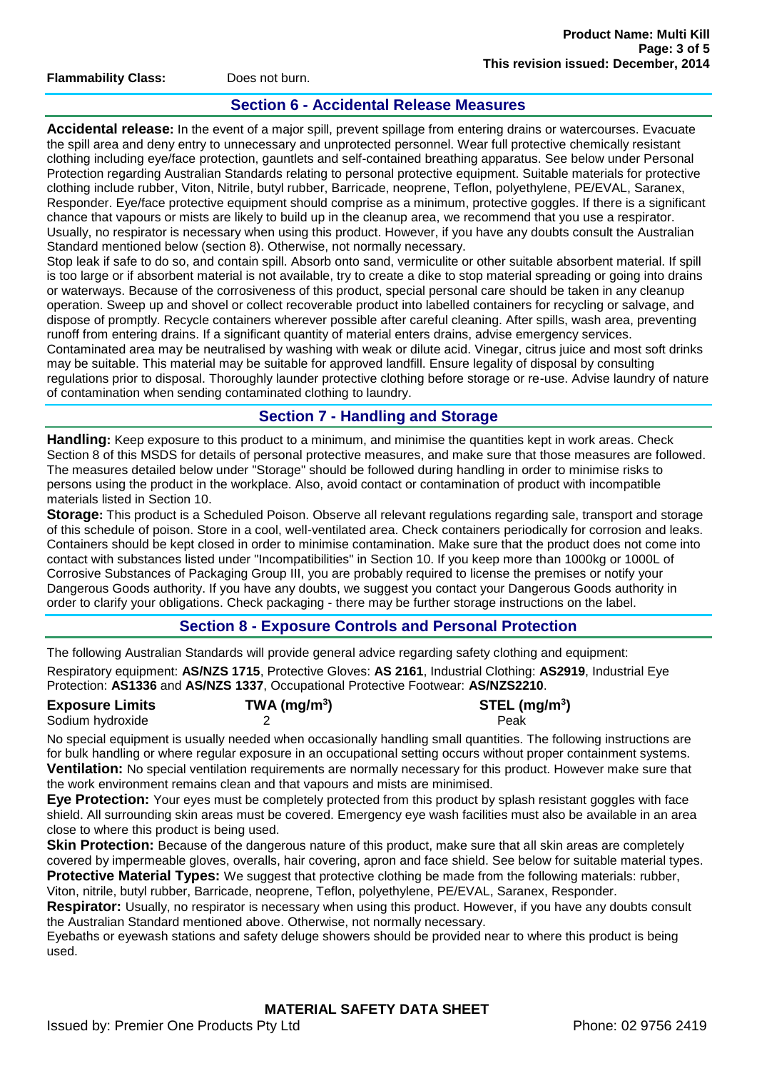**Flammability Class:** Does not burn.

## Section 6 - Accidental Release Measures

**Accidental release:** In the event of a major spill, prevent spillage from entering drains or watercourses. Evacuate the spill area and deny entry to unnecessary and unprotected personnel. Wear full protective chemically resistant clothing including eye/face protection, gauntlets and self-contained breathing apparatus. See below under Personal Protection regarding Australian Standards relating to personal protective equipment. Suitable materials for protective clothing include rubber, Viton, Nitrile, butyl rubber, Barricade, neoprene, Teflon, polyethylene, PE/EVAL, Saranex, Responder. Eye/face protective equipment should comprise as a minimum, protective goggles. If there is a significant chance that vapours or mists are likely to build up in the cleanup area, we recommend that you use a respirator. Usually, no respirator is necessary when using this product. However, if you have any doubts consult the Australian Standard mentioned below (section 8). Otherwise, not normally necessary.

Stop leak if safe to do so, and contain spill. Absorb onto sand, vermiculite or other suitable absorbent material. If spill is too large or if absorbent material is not available, try to create a dike to stop material spreading or going into drains or waterways. Because of the corrosiveness of this product, special personal care should be taken in any cleanup operation. Sweep up and shovel or collect recoverable product into labelled containers for recycling or salvage, and dispose of promptly. Recycle containers wherever possible after careful cleaning. After spills, wash area, preventing runoff from entering drains. If a significant quantity of material enters drains, advise emergency services.

Contaminated area may be neutralised by washing with weak or dilute acid. Vinegar, citrus juice and most soft drinks may be suitable. This material may be suitable for approved landfill. Ensure legality of disposal by consulting regulations prior to disposal. Thoroughly launder protective clothing before storage or re-use. Advise laundry of nature of contamination when sending contaminated clothing to laundry.

## Section 7 - Handling and Storage

**Handling:** Keep exposure to this product to a minimum, and minimise the quantities kept in work areas. Check Section 8 of this MSDS for details of personal protective measures, and make sure that those measures are followed. The measures detailed below under "Storage" should be followed during handling in order to minimise risks to persons using the product in the workplace. Also, avoid contact or contamination of product with incompatible materials listed in Section 10.

**Storage:** This product is a Scheduled Poison. Observe all relevant regulations regarding sale, transport and storage of this schedule of poison. Store in a cool, well-ventilated area. Check containers periodically for corrosion and leaks. Containers should be kept closed in order to minimise contamination. Make sure that the product does not come into contact with substances listed under "Incompatibilities" in Section 10. If you keep more than 1000kg or 1000L of Corrosive Substances of Packaging Group III, you are probably required to license the premises or notify your Dangerous Goods authority. If you have any doubts, we suggest you contact your Dangerous Goods authority in order to clarify your obligations. Check packaging - there may be further storage instructions on the label.

## Section 8 - Exposure Controls and Personal Protection

The following Australian Standards will provide general advice regarding safety clothing and equipment:

Respiratory equipment: **AS/NZS 1715**, Protective Gloves: **AS 2161**, Industrial Clothing: **AS2919**, Industrial Eye Protection: **AS1336** and **AS/NZS 1337**, Occupational Protective Footwear: **AS/NZS2210**.

| Exposure Limits | TWA (mg/m$^3$) | STEL (mg/m$^3$) |
|---|---|---|
| Sodium hydroxide | 2 | Peak |

No special equipment is usually needed when occasionally handling small quantities. The following instructions are for bulk handling or where regular exposure in an occupational setting occurs without proper containment systems.

**Ventilation:** No special ventilation requirements are normally necessary for this product. However make sure that the work environment remains clean and that vapours and mists are minimised.

**Eye Protection:** Your eyes must be completely protected from this product by splash resistant goggles with face shield. All surrounding skin areas must be covered. Emergency eye wash facilities must also be available in an area close to where this product is being used.

**Skin Protection:** Because of the dangerous nature of this product, make sure that all skin areas are completely covered by impermeable gloves, overalls, hair covering, apron and face shield. See below for suitable material types.

**Protective Material Types:** We suggest that protective clothing be made from the following materials: rubber, Viton, nitrile, butyl rubber, Barricade, neoprene, Teflon, polyethylene, PE/EVAL, Saranex, Responder.

**Respirator:** Usually, no respirator is necessary when using this product. However, if you have any doubts consult the Australian Standard mentioned above. Otherwise, not normally necessary.

Eyebaths or eyewash stations and safety deluge showers should be provided near to where this product is being used.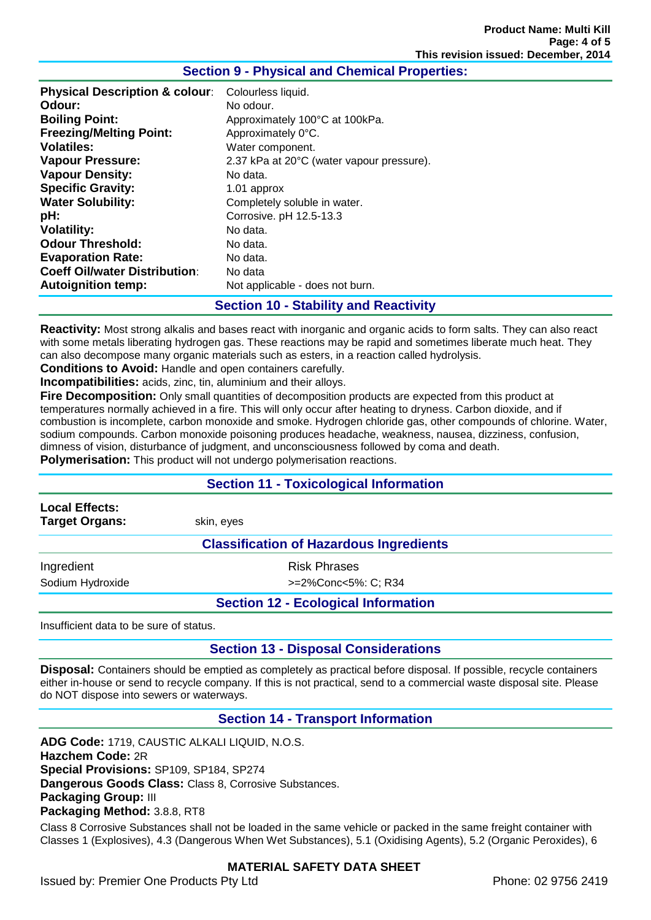## Section 9 - Physical and Chemical Properties:

| | |
|---|---|
| **Physical Description & colour**: | Colourless liquid. |
| **Odour:** | No odour. |
| **Boiling Point:** | Approximately 100°C at 100kPa. |
| **Freezing/Melting Point:** | Approximately 0°C. |
| **Volatiles:** | Water component. |
| **Vapour Pressure:** | 2.37 kPa at 20°C (water vapour pressure). |
| **Vapour Density:** | No data. |
| **Specific Gravity:** | 1.01 approx |
| **Water Solubility:** | Completely soluble in water. |
| **pH:** | Corrosive. pH 12.5-13.3 |
| **Volatility:** | No data. |
| **Odour Threshold:** | No data. |
| **Evaporation Rate:** | No data. |
| **Coeff Oil/water Distribution**: | No data |
| **Autoignition temp:** | Not applicable - does not burn. |

## Section 10 - Stability and Reactivity

**Reactivity:** Most strong alkalis and bases react with inorganic and organic acids to form salts. They can also react with some metals liberating hydrogen gas. These reactions may be rapid and sometimes liberate much heat. They can also decompose many organic materials such as esters, in a reaction called hydrolysis.

**Conditions to Avoid:** Handle and open containers carefully.

**Incompatibilities:** acids, zinc, tin, aluminium and their alloys.

**Fire Decomposition:** Only small quantities of decomposition products are expected from this product at temperatures normally achieved in a fire. This will only occur after heating to dryness. Carbon dioxide, and if combustion is incomplete, carbon monoxide and smoke. Hydrogen chloride gas, other compounds of chlorine. Water, sodium compounds. Carbon monoxide poisoning produces headache, weakness, nausea, dizziness, confusion, dimness of vision, disturbance of judgment, and unconsciousness followed by coma and death.

**Polymerisation:** This product will not undergo polymerisation reactions.

## Section 11 - Toxicological Information

**Local Effects:**

**Target Organs:** skin, eyes

### Classification of Hazardous Ingredients

| Ingredient | Risk Phrases |
|---|---|
| Sodium Hydroxide | >=2%Conc<5%: C; R34 |

## Section 12 - Ecological Information

Insufficient data to be sure of status.

## Section 13 - Disposal Considerations

**Disposal:** Containers should be emptied as completely as practical before disposal. If possible, recycle containers either in-house or send to recycle company. If this is not practical, send to a commercial waste disposal site. Please do NOT dispose into sewers or waterways.

## Section 14 - Transport Information

**ADG Code:** 1719, CAUSTIC ALKALI LIQUID, N.O.S.

**Hazchem Code:** 2R

**Special Provisions:** SP109, SP184, SP274

**Dangerous Goods Class:** Class 8, Corrosive Substances.

**Packaging Group:** III

**Packaging Method:** 3.8.8, RT8

Class 8 Corrosive Substances shall not be loaded in the same vehicle or packed in the same freight container with Classes 1 (Explosives), 4.3 (Dangerous When Wet Substances), 5.1 (Oxidising Agents), 5.2 (Organic Peroxides), 6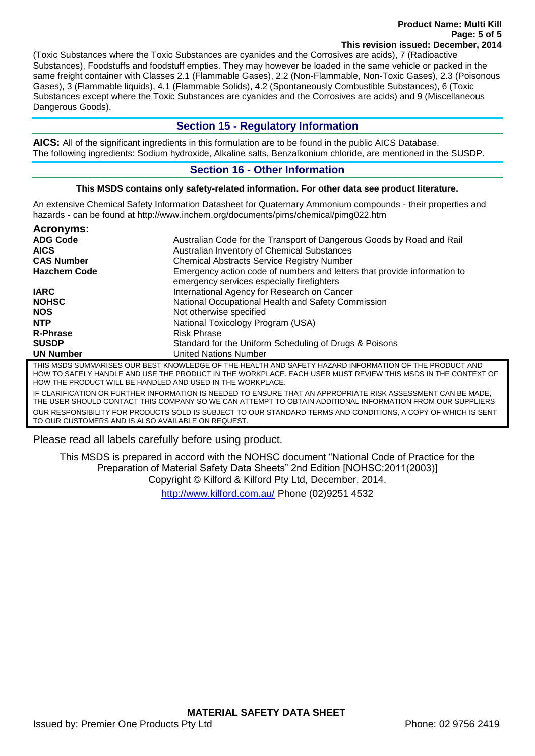(Toxic Substances where the Toxic Substances are cyanides and the Corrosives are acids), 7 (Radioactive Substances), Foodstuffs and foodstuff empties. They may however be loaded in the same vehicle or packed in the same freight container with Classes 2.1 (Flammable Gases), 2.2 (Non-Flammable, Non-Toxic Gases), 2.3 (Poisonous Gases), 3 (Flammable liquids), 4.1 (Flammable Solids), 4.2 (Spontaneously Combustible Substances), 6 (Toxic Substances except where the Toxic Substances are cyanides and the Corrosives are acids) and 9 (Miscellaneous Dangerous Goods).

## Section 15 - Regulatory Information

**AICS:** All of the significant ingredients in this formulation are to be found in the public AICS Database.
The following ingredients: Sodium hydroxide, Alkaline salts, Benzalkonium chloride, are mentioned in the SUSDP.

## Section 16 - Other Information

**This MSDS contains only safety-related information. For other data see product literature.**

An extensive Chemical Safety Information Datasheet for Quaternary Ammonium compounds - their properties and hazards - can be found at http://www.inchem.org/documents/pims/chemical/pimg022.htm

### Acronyms:

| | |
|---|---|
| **ADG Code** | Australian Code for the Transport of Dangerous Goods by Road and Rail |
| **AICS** | Australian Inventory of Chemical Substances |
| **CAS Number** | Chemical Abstracts Service Registry Number |
| **Hazchem Code** | Emergency action code of numbers and letters that provide information to emergency services especially firefighters |
| **IARC** | International Agency for Research on Cancer |
| **NOHSC** | National Occupational Health and Safety Commission |
| **NOS** | Not otherwise specified |
| **NTP** | National Toxicology Program (USA) |
| **R-Phrase** | Risk Phrase |
| **SUSDP** | Standard for the Uniform Scheduling of Drugs & Poisons |
| **UN Number** | United Nations Number |

THIS MSDS SUMMARISES OUR BEST KNOWLEDGE OF THE HEALTH AND SAFETY HAZARD INFORMATION OF THE PRODUCT AND HOW TO SAFELY HANDLE AND USE THE PRODUCT IN THE WORKPLACE. EACH USER MUST REVIEW THIS MSDS IN THE CONTEXT OF HOW THE PRODUCT WILL BE HANDLED AND USED IN THE WORKPLACE.

IF CLARIFICATION OR FURTHER INFORMATION IS NEEDED TO ENSURE THAT AN APPROPRIATE RISK ASSESSMENT CAN BE MADE, THE USER SHOULD CONTACT THIS COMPANY SO WE CAN ATTEMPT TO OBTAIN ADDITIONAL INFORMATION FROM OUR SUPPLIERS

OUR RESPONSIBILITY FOR PRODUCTS SOLD IS SUBJECT TO OUR STANDARD TERMS AND CONDITIONS, A COPY OF WHICH IS SENT TO OUR CUSTOMERS AND IS ALSO AVAILABLE ON REQUEST.

Please read all labels carefully before using product.

This MSDS is prepared in accord with the NOHSC document "National Code of Practice for the Preparation of Material Safety Data Sheets" 2nd Edition [NOHSC:2011(2003)]
Copyright © Kilford & Kilford Pty Ltd, December, 2014.
http://www.kilford.com.au/ Phone (02)9251 4532